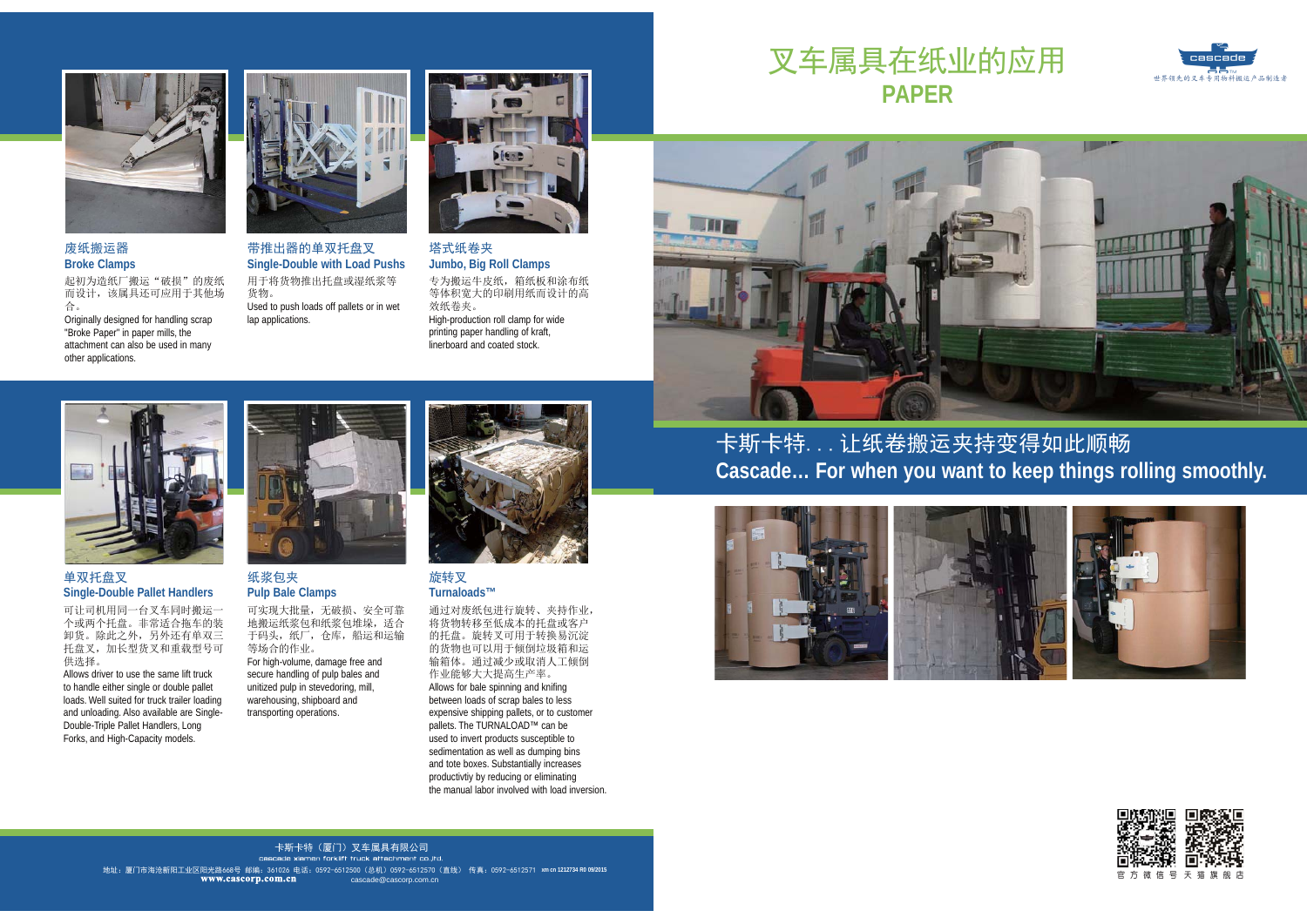# 叉车属具在纸业的应用
# PAPER

### 废纸搬运器
### Broke Clamps

起初为造纸厂搬运“破损”的废纸而设计，该属具还可应用于其他场合。

Originally designed for handling scrap "Broke Paper" in paper mills, the attachment can also be used in many other applications.

### 带推出器的单双托盘叉
### Single-Double with Load Pushs

用于将货物推出托盘或湿纸浆等货物。

Used to push loads off pallets or in wet lap applications.

### 塔式纸卷夹
### Jumbo, Big Roll Clamps

专为搬运牛皮纸，箱纸板和涂布纸等体积宽大的印刷用纸而设计的高效纸卷夹。

High-production roll clamp for wide printing paper handling of kraft, linerboard and coated stock.

## 卡斯卡特. . . 让纸卷搬运夹持变得如此顺畅
## Cascade... For when you want to keep things rolling smoothly.

### 单双托盘叉
### Single-Double Pallet Handlers

可让司机用同一台叉车同时搬运一个或两个托盘。非常适合拖车的装卸货。除此之外，另外还有单双三托盘叉，加长型货叉和重载型号可供选择。

Allows driver to use the same lift truck to handle either single or double pallet loads. Well suited for truck trailer loading and unloading. Also available are Single-Double-Triple Pallet Handlers, Long Forks, and High-Capacity models.

### 纸浆包夹
### Pulp Bale Clamps

可实现大批量，无破损、安全可靠地搬运纸浆包和纸浆包堆垛，适合于码头，纸厂，仓库，船运和运输等场合的作业。

For high-volume, damage free and secure handling of pulp bales and unitized pulp in stevedoring, mill, warehousing, shipboard and transporting operations.

### 旋转叉
### Turnaloads™

通过对废纸包进行旋转、夹持作业，将货物转移至低成本的托盘或客户的托盘。旋转叉可用于转换易沉淀的货物也可以用于倾倒垃圾箱和运输箱体。通过减少或取消人工倾倒作业能够大大提高生产率。

Allows for bale spinning and knifing between loads of scrap bales to less expensive shipping pallets, or to customer pallets. The TURNALOAD™ can be used to invert products susceptible to sedimentation as well as dumping bins and tote boxes. Substantially increases productivtiy by reducing or eliminating the manual labor involved with load inversion.

卡斯卡特（厦门）叉车属具有限公司
cascade xiamen forklift truck attachment co.,ltd.
地址：厦门市海沧新阳工业区阳光路668号 邮编：361026 电话：0592-6512500（总机）0592-6512570（直线） 传真：0592-6512571 xm cn 1212734 R0 09/2015
www.cascorp.com.cn cascade@cascorp.com.cn

官方微信号 天猫旗舰店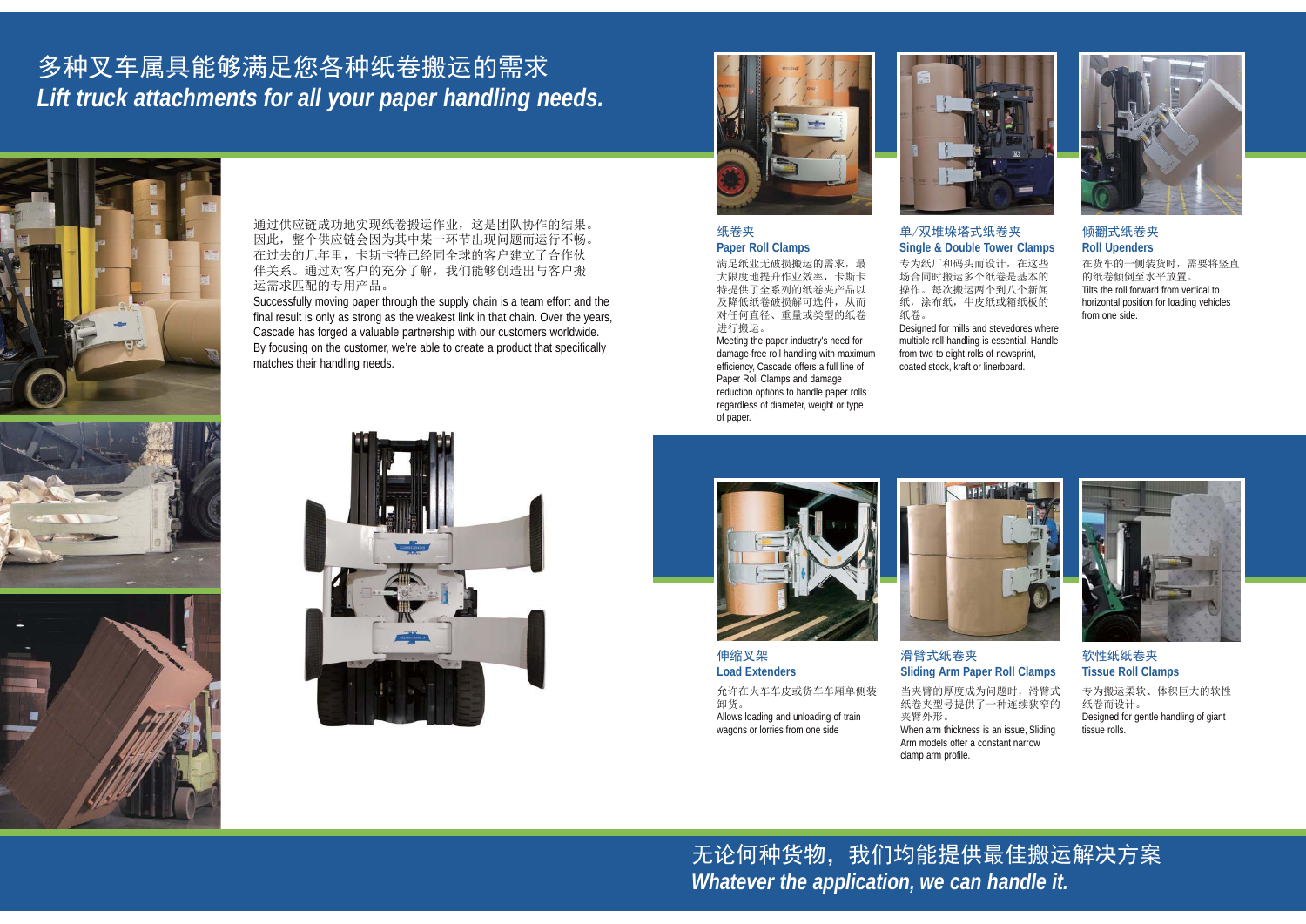# 多种叉车属具能够满足您各种纸卷搬运的需求

## *Lift truck attachments for all your paper handling needs.*

通过供应链成功地实现纸卷搬运作业，这是团队协作的结果。因此，整个供应链会因为其中某一环节出现问题而运行不畅。在过去的几年里，卡斯卡特已经同全球的客户建立了合作伙伴关系。通过对客户的充分了解，我们能够创造出与客户搬运需求匹配的专用产品。

Successfully moving paper through the supply chain is a team effort and the final result is only as strong as the weakest link in that chain. Over the years, Cascade has forged a valuable partnership with our customers worldwide. By focusing on the customer, we're able to create a product that specifically matches their handling needs.

### 纸卷夹
### Paper Roll Clamps

满足纸业无破损搬运的需求，最大限度地提升作业效率，卡斯卡特提供了全系列的纸卷夹产品以及降低纸卷破损解可选件，从而对任何直径、重量或类型的纸卷进行搬运。

Meeting the paper industry's need for damage-free roll handling with maximum efficiency, Cascade offers a full line of Paper Roll Clamps and damage reduction options to handle paper rolls regardless of diameter, weight or type of paper.

### 单/双堆垛塔式纸卷夹
### Single & Double Tower Clamps

专为纸厂和码头而设计，在这些场合同时搬运多个纸卷是基本的操作。每次搬运两个到八个新闻纸，涂布纸，牛皮纸或箱纸板的纸卷。

Designed for mills and stevedores where multiple roll handling is essential. Handle from two to eight rolls of newsprint, coated stock, kraft or linerboard.

### 倾翻式纸卷夹
### Roll Upenders

在货车的一侧装货时，需要将竖直的纸卷倾倒至水平放置。

Tilts the roll forward from vertical to horizontal position for loading vehicles from one side.

### 伸缩叉架
### Load Extenders

允许在火车车皮或货车车厢单侧装卸货。

Allows loading and unloading of train wagons or lorries from one side

### 滑臂式纸卷夹
### Sliding Arm Paper Roll Clamps

当夹臂的厚度成为问题时，滑臂式纸卷夹型号提供了一种连续狭窄的夹臂外形。

When arm thickness is an issue, Sliding Arm models offer a constant narrow clamp arm profile.

### 软性纸纸卷夹
### Tissue Roll Clamps

专为搬运柔软、体积巨大的软性纸卷而设计。

Designed for gentle handling of giant tissue rolls.

# 无论何种货物，我们均能提供最佳搬运解决方案

## *Whatever the application, we can handle it.*